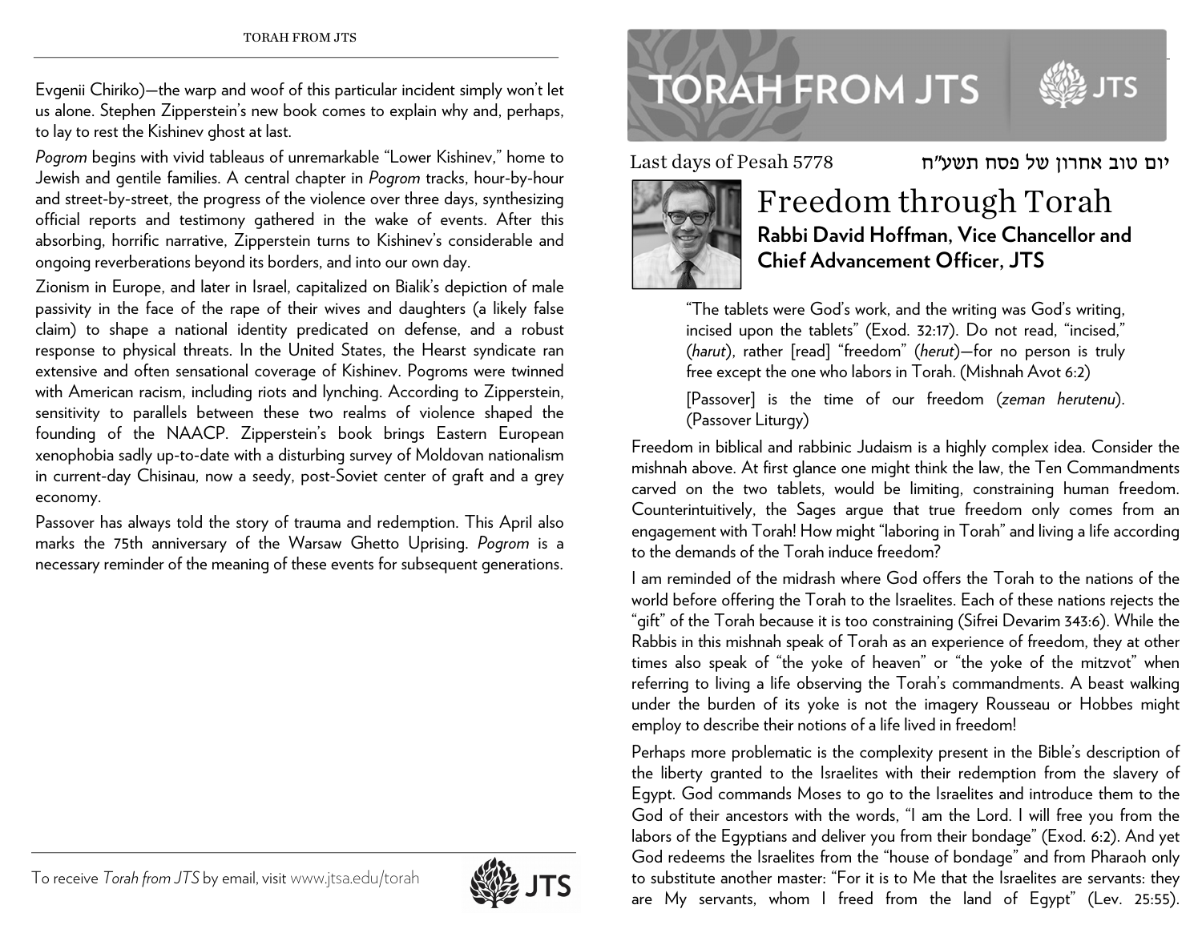Evgenii Chiriko)—the warp and woof of this particular incident simply won't let us alone. Stephen Zipperstein's new book comes to explain why and, perhaps, to lay to rest the Kishinev ghost at last.

*Pogrom* begins with vivid tableaus of unremarkable "Lower Kishinev," home to Jewish and gentile families. A central chapter in *Pogrom* tracks, hour-by-hour and street-by-street, the progress of the violence over three days, synthesizing official reports and testimony gathered in the wake of events. After this absorbing, horrific narrative, Zipperstein turns to Kishinev's considerable and ongoing reverberations beyond its borders, and into our own day.

Zionism in Europe, and later in Israel, capitalized on Bialik's depiction of male passivity in the face of the rape of their wives and daughters (a likely false claim) to shape a national identity predicated on defense, and a robust response to physical threats. In the United States, the Hearst syndicate ran extensive and often sensational coverage of Kishinev. Pogroms were twinned with American racism, including riots and lynching. According to Zipperstein, sensitivity to parallels between these two realms of violence shaped the founding of the NAACP. Zipperstein's book brings Eastern European xenophobia sadly up-to-date with a disturbing survey of Moldovan nationalism in current-day Chisinau, now a seedy, post-Soviet center of graft and a grey economy.

Passover has always told the story of trauma and redemption. This April also marks the 75th anniversary of the Warsaw Ghetto Uprising. *Pogrom* is a necessary reminder of the meaning of these events for subsequent generations.

To receive *Torah from JTS* by email, visit www.jtsa.edu/torah

# TORAH FROM JTS

Last days of Pesah 5778 — יום טוב אחרון של פסח תשע״ח

## Freedom through Torah

**Rabbi David Hoffman, Vice Chancellor and Chief Advancement Officer, JTS**

> "The tablets were God's work, and the writing was God's writing, incised upon the tablets" (Exod. 32:17). Do not read, "incised," (*harut*), rather [read] "freedom" (*herut*)—for no person is truly free except the one who labors in Torah. (Mishnah Avot 6:2)
>
> [Passover] is the time of our freedom (*zeman herutenu*). (Passover Liturgy)

Freedom in biblical and rabbinic Judaism is a highly complex idea. Consider the mishnah above. At first glance one might think the law, the Ten Commandments carved on the two tablets, would be limiting, constraining human freedom. Counterintuitively, the Sages argue that true freedom only comes from an engagement with Torah! How might "laboring in Torah" and living a life according to the demands of the Torah induce freedom?

I am reminded of the midrash where God offers the Torah to the nations of the world before offering the Torah to the Israelites. Each of these nations rejects the "gift" of the Torah because it is too constraining (Sifrei Devarim 343:6). While the Rabbis in this mishnah speak of Torah as an experience of freedom, they at other times also speak of "the yoke of heaven" or "the yoke of the mitzvot" when referring to living a life observing the Torah's commandments. A beast walking under the burden of its yoke is not the imagery Rousseau or Hobbes might employ to describe their notions of a life lived in freedom!

Perhaps more problematic is the complexity present in the Bible's description of the liberty granted to the Israelites with their redemption from the slavery of Egypt. God commands Moses to go to the Israelites and introduce them to the God of their ancestors with the words, "I am the Lord. I will free you from the labors of the Egyptians and deliver you from their bondage" (Exod. 6:2). And yet God redeems the Israelites from the "house of bondage" and from Pharaoh only to substitute another master: "For it is to Me that the Israelites are servants: they are My servants, whom I freed from the land of Egypt" (Lev. 25:55).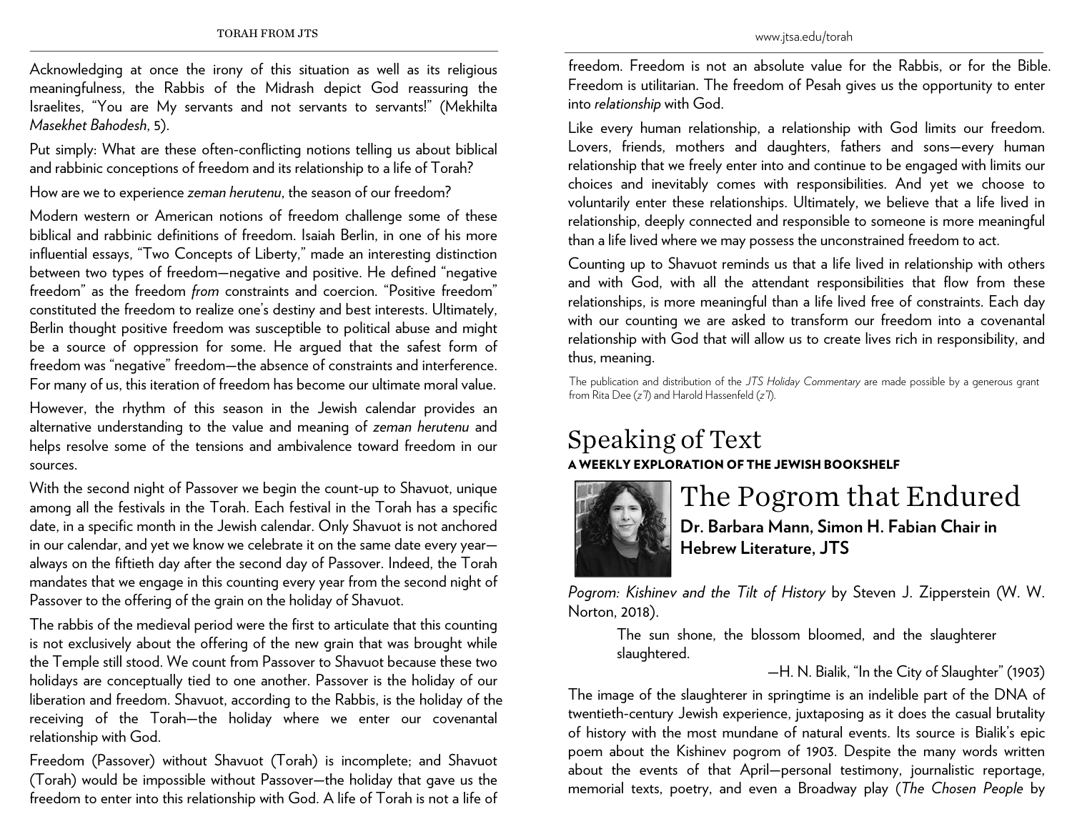Acknowledging at once the irony of this situation as well as its religious meaningfulness, the Rabbis of the Midrash depict God reassuring the Israelites, "You are My servants and not servants to servants!" (Mekhilta *Masekhet Bahodesh*, 5).

Put simply: What are these often-conflicting notions telling us about biblical and rabbinic conceptions of freedom and its relationship to a life of Torah?

How are we to experience *zeman herutenu*, the season of our freedom?

Modern western or American notions of freedom challenge some of these biblical and rabbinic definitions of freedom. Isaiah Berlin, in one of his more influential essays, "Two Concepts of Liberty," made an interesting distinction between two types of freedom—negative and positive. He defined "negative freedom" as the freedom *from* constraints and coercion. "Positive freedom" constituted the freedom to realize one's destiny and best interests. Ultimately, Berlin thought positive freedom was susceptible to political abuse and might be a source of oppression for some. He argued that the safest form of freedom was "negative" freedom—the absence of constraints and interference. For many of us, this iteration of freedom has become our ultimate moral value.

However, the rhythm of this season in the Jewish calendar provides an alternative understanding to the value and meaning of *zeman herutenu* and helps resolve some of the tensions and ambivalence toward freedom in our sources.

With the second night of Passover we begin the count-up to Shavuot, unique among all the festivals in the Torah. Each festival in the Torah has a specific date, in a specific month in the Jewish calendar. Only Shavuot is not anchored in our calendar, and yet we know we celebrate it on the same date every year—always on the fiftieth day after the second day of Passover. Indeed, the Torah mandates that we engage in this counting every year from the second night of Passover to the offering of the grain on the holiday of Shavuot.

The rabbis of the medieval period were the first to articulate that this counting is not exclusively about the offering of the new grain that was brought while the Temple still stood. We count from Passover to Shavuot because these two holidays are conceptually tied to one another. Passover is the holiday of our liberation and freedom. Shavuot, according to the Rabbis, is the holiday of the receiving of the Torah—the holiday where we enter our covenantal relationship with God.

Freedom (Passover) without Shavuot (Torah) is incomplete; and Shavuot (Torah) would be impossible without Passover—the holiday that gave us the freedom to enter into this relationship with God. A life of Torah is not a life of freedom. Freedom is not an absolute value for the Rabbis, or for the Bible. Freedom is utilitarian. The freedom of Pesah gives us the opportunity to enter into *relationship* with God.

Like every human relationship, a relationship with God limits our freedom. Lovers, friends, mothers and daughters, fathers and sons—every human relationship that we freely enter into and continue to be engaged with limits our choices and inevitably comes with responsibilities. And yet we choose to voluntarily enter these relationships. Ultimately, we believe that a life lived in relationship, deeply connected and responsible to someone is more meaningful than a life lived where we may possess the unconstrained freedom to act.

Counting up to Shavuot reminds us that a life lived in relationship with others and with God, with all the attendant responsibilities that flow from these relationships, is more meaningful than a life lived free of constraints. Each day with our counting we are asked to transform our freedom into a covenantal relationship with God that will allow us to create lives rich in responsibility, and thus, meaning.

The publication and distribution of the *JTS Holiday Commentary* are made possible by a generous grant from Rita Dee (*z"l*) and Harold Hassenfeld (*z"l*).

# Speaking of Text

**A WEEKLY EXPLORATION OF THE JEWISH BOOKSHELF**

## The Pogrom that Endured

**Dr. Barbara Mann, Simon H. Fabian Chair in Hebrew Literature, JTS**

*Pogrom: Kishinev and the Tilt of History* by Steven J. Zipperstein (W. W. Norton, 2018).

> The sun shone, the blossom bloomed, and the slaughterer slaughtered.
>
> —H. N. Bialik, "In the City of Slaughter" (1903)

The image of the slaughterer in springtime is an indelible part of the DNA of twentieth-century Jewish experience, juxtaposing as it does the casual brutality of history with the most mundane of natural events. Its source is Bialik's epic poem about the Kishinev pogrom of 1903. Despite the many words written about the events of that April—personal testimony, journalistic reportage, memorial texts, poetry, and even a Broadway play (*The Chosen People* by